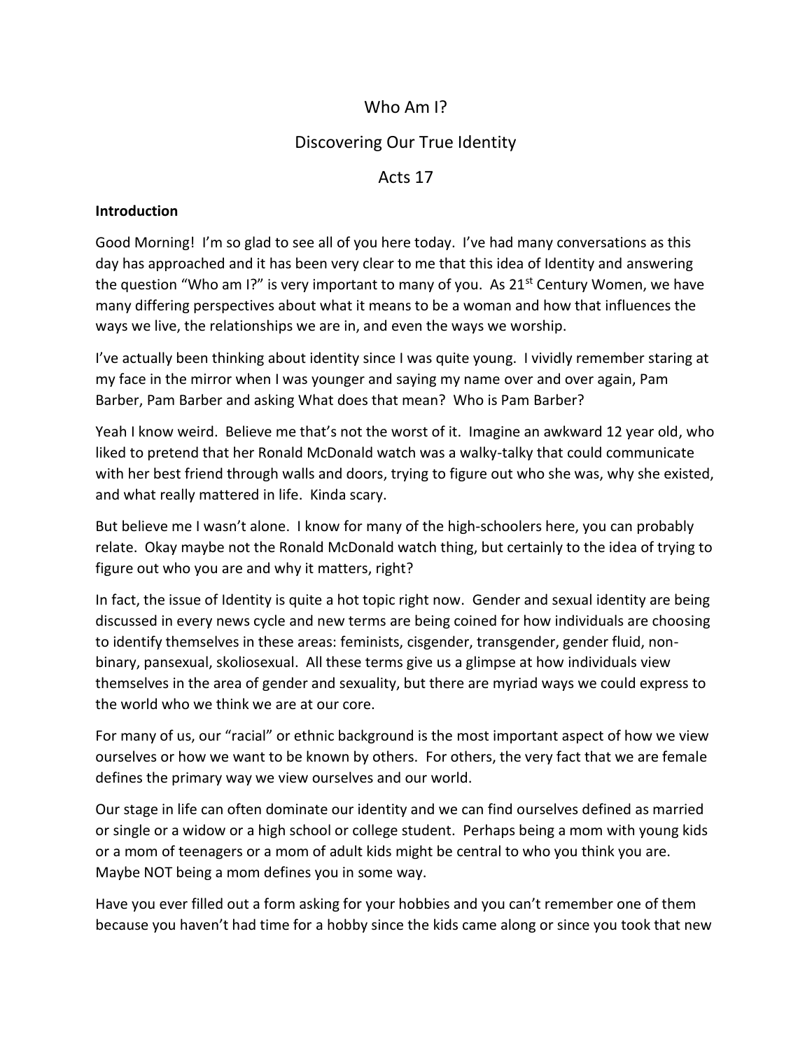# Who Am I?

## Discovering Our True Identity

## Acts 17

**Introduction**

Good Morning! I'm so glad to see all of you here today. I've had many conversations as this day has approached and it has been very clear to me that this idea of Identity and answering the question "Who am I?" is very important to many of you. As 21st Century Women, we have many differing perspectives about what it means to be a woman and how that influences the ways we live, the relationships we are in, and even the ways we worship.

I've actually been thinking about identity since I was quite young. I vividly remember staring at my face in the mirror when I was younger and saying my name over and over again, Pam Barber, Pam Barber and asking What does that mean? Who is Pam Barber?

Yeah I know weird. Believe me that's not the worst of it. Imagine an awkward 12 year old, who liked to pretend that her Ronald McDonald watch was a walky-talky that could communicate with her best friend through walls and doors, trying to figure out who she was, why she existed, and what really mattered in life. Kinda scary.

But believe me I wasn't alone. I know for many of the high-schoolers here, you can probably relate. Okay maybe not the Ronald McDonald watch thing, but certainly to the idea of trying to figure out who you are and why it matters, right?

In fact, the issue of Identity is quite a hot topic right now. Gender and sexual identity are being discussed in every news cycle and new terms are being coined for how individuals are choosing to identify themselves in these areas: feminists, cisgender, transgender, gender fluid, non-binary, pansexual, skoliosexual. All these terms give us a glimpse at how individuals view themselves in the area of gender and sexuality, but there are myriad ways we could express to the world who we think we are at our core.

For many of us, our "racial" or ethnic background is the most important aspect of how we view ourselves or how we want to be known by others. For others, the very fact that we are female defines the primary way we view ourselves and our world.

Our stage in life can often dominate our identity and we can find ourselves defined as married or single or a widow or a high school or college student. Perhaps being a mom with young kids or a mom of teenagers or a mom of adult kids might be central to who you think you are. Maybe NOT being a mom defines you in some way.

Have you ever filled out a form asking for your hobbies and you can't remember one of them because you haven't had time for a hobby since the kids came along or since you took that new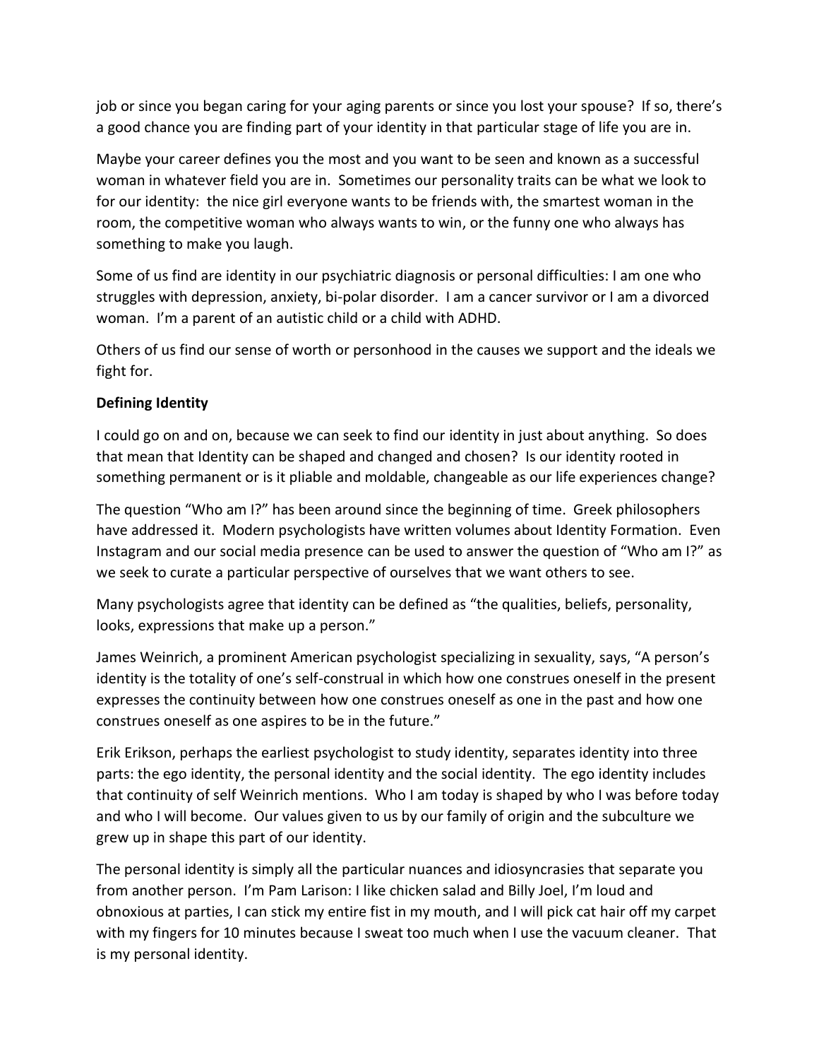job or since you began caring for your aging parents or since you lost your spouse? If so, there's a good chance you are finding part of your identity in that particular stage of life you are in.

Maybe your career defines you the most and you want to be seen and known as a successful woman in whatever field you are in. Sometimes our personality traits can be what we look to for our identity: the nice girl everyone wants to be friends with, the smartest woman in the room, the competitive woman who always wants to win, or the funny one who always has something to make you laugh.

Some of us find are identity in our psychiatric diagnosis or personal difficulties: I am one who struggles with depression, anxiety, bi-polar disorder. I am a cancer survivor or I am a divorced woman. I'm a parent of an autistic child or a child with ADHD.

Others of us find our sense of worth or personhood in the causes we support and the ideals we fight for.

**Defining Identity**

I could go on and on, because we can seek to find our identity in just about anything. So does that mean that Identity can be shaped and changed and chosen? Is our identity rooted in something permanent or is it pliable and moldable, changeable as our life experiences change?

The question "Who am I?" has been around since the beginning of time. Greek philosophers have addressed it. Modern psychologists have written volumes about Identity Formation. Even Instagram and our social media presence can be used to answer the question of "Who am I?" as we seek to curate a particular perspective of ourselves that we want others to see.

Many psychologists agree that identity can be defined as "the qualities, beliefs, personality, looks, expressions that make up a person."

James Weinrich, a prominent American psychologist specializing in sexuality, says, "A person's identity is the totality of one's self-construal in which how one construes oneself in the present expresses the continuity between how one construes oneself as one in the past and how one construes oneself as one aspires to be in the future."

Erik Erikson, perhaps the earliest psychologist to study identity, separates identity into three parts: the ego identity, the personal identity and the social identity. The ego identity includes that continuity of self Weinrich mentions. Who I am today is shaped by who I was before today and who I will become. Our values given to us by our family of origin and the subculture we grew up in shape this part of our identity.

The personal identity is simply all the particular nuances and idiosyncrasies that separate you from another person. I'm Pam Larison: I like chicken salad and Billy Joel, I'm loud and obnoxious at parties, I can stick my entire fist in my mouth, and I will pick cat hair off my carpet with my fingers for 10 minutes because I sweat too much when I use the vacuum cleaner. That is my personal identity.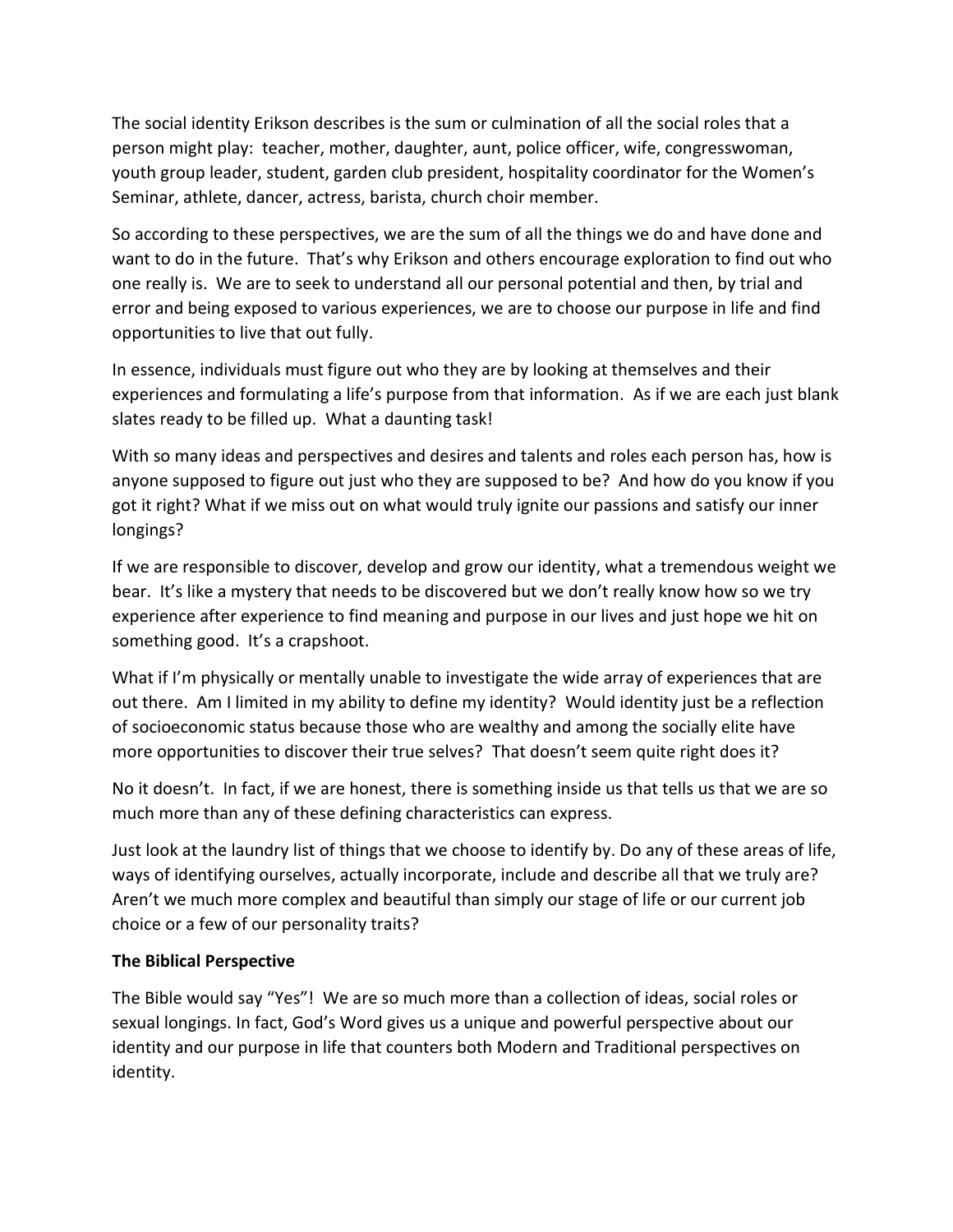The social identity Erikson describes is the sum or culmination of all the social roles that a person might play: teacher, mother, daughter, aunt, police officer, wife, congresswoman, youth group leader, student, garden club president, hospitality coordinator for the Women's Seminar, athlete, dancer, actress, barista, church choir member.

So according to these perspectives, we are the sum of all the things we do and have done and want to do in the future. That's why Erikson and others encourage exploration to find out who one really is. We are to seek to understand all our personal potential and then, by trial and error and being exposed to various experiences, we are to choose our purpose in life and find opportunities to live that out fully.

In essence, individuals must figure out who they are by looking at themselves and their experiences and formulating a life's purpose from that information. As if we are each just blank slates ready to be filled up. What a daunting task!

With so many ideas and perspectives and desires and talents and roles each person has, how is anyone supposed to figure out just who they are supposed to be? And how do you know if you got it right? What if we miss out on what would truly ignite our passions and satisfy our inner longings?

If we are responsible to discover, develop and grow our identity, what a tremendous weight we bear. It's like a mystery that needs to be discovered but we don't really know how so we try experience after experience to find meaning and purpose in our lives and just hope we hit on something good. It's a crapshoot.

What if I'm physically or mentally unable to investigate the wide array of experiences that are out there. Am I limited in my ability to define my identity? Would identity just be a reflection of socioeconomic status because those who are wealthy and among the socially elite have more opportunities to discover their true selves? That doesn't seem quite right does it?

No it doesn't. In fact, if we are honest, there is something inside us that tells us that we are so much more than any of these defining characteristics can express.

Just look at the laundry list of things that we choose to identify by. Do any of these areas of life, ways of identifying ourselves, actually incorporate, include and describe all that we truly are? Aren't we much more complex and beautiful than simply our stage of life or our current job choice or a few of our personality traits?

**The Biblical Perspective**

The Bible would say "Yes"! We are so much more than a collection of ideas, social roles or sexual longings. In fact, God's Word gives us a unique and powerful perspective about our identity and our purpose in life that counters both Modern and Traditional perspectives on identity.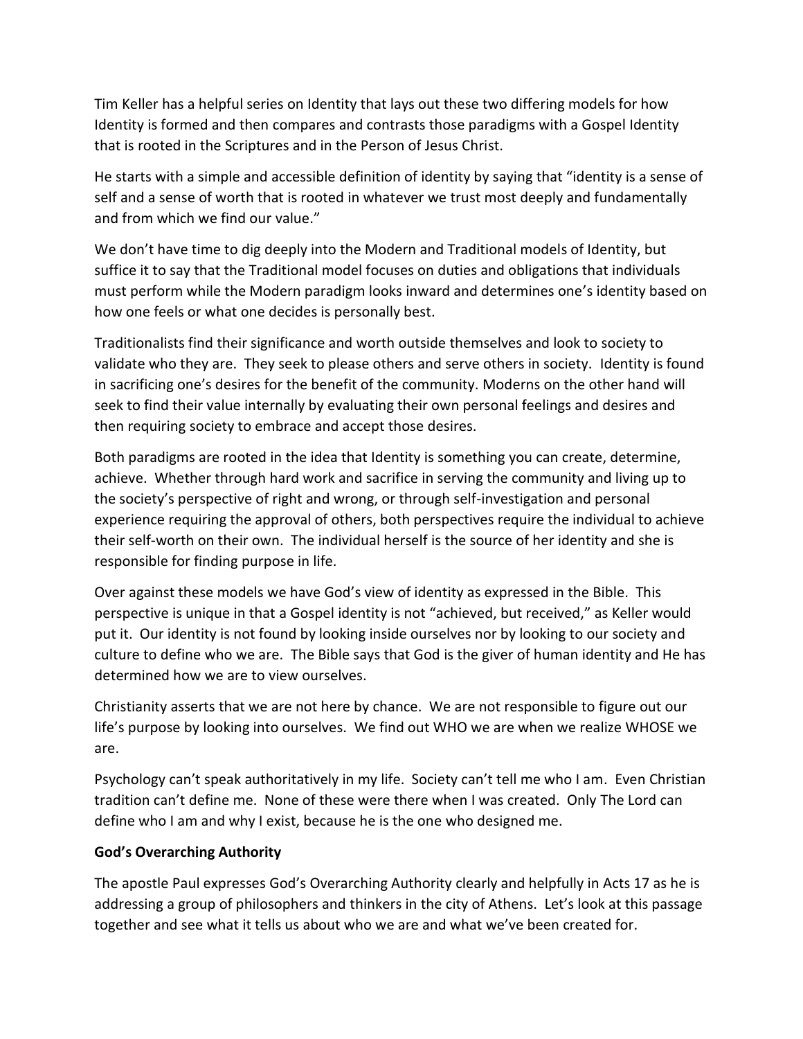Tim Keller has a helpful series on Identity that lays out these two differing models for how Identity is formed and then compares and contrasts those paradigms with a Gospel Identity that is rooted in the Scriptures and in the Person of Jesus Christ.

He starts with a simple and accessible definition of identity by saying that "identity is a sense of self and a sense of worth that is rooted in whatever we trust most deeply and fundamentally and from which we find our value."

We don't have time to dig deeply into the Modern and Traditional models of Identity, but suffice it to say that the Traditional model focuses on duties and obligations that individuals must perform while the Modern paradigm looks inward and determines one's identity based on how one feels or what one decides is personally best.

Traditionalists find their significance and worth outside themselves and look to society to validate who they are. They seek to please others and serve others in society. Identity is found in sacrificing one's desires for the benefit of the community. Moderns on the other hand will seek to find their value internally by evaluating their own personal feelings and desires and then requiring society to embrace and accept those desires.

Both paradigms are rooted in the idea that Identity is something you can create, determine, achieve. Whether through hard work and sacrifice in serving the community and living up to the society's perspective of right and wrong, or through self-investigation and personal experience requiring the approval of others, both perspectives require the individual to achieve their self-worth on their own. The individual herself is the source of her identity and she is responsible for finding purpose in life.

Over against these models we have God's view of identity as expressed in the Bible. This perspective is unique in that a Gospel identity is not "achieved, but received," as Keller would put it. Our identity is not found by looking inside ourselves nor by looking to our society and culture to define who we are. The Bible says that God is the giver of human identity and He has determined how we are to view ourselves.

Christianity asserts that we are not here by chance. We are not responsible to figure out our life's purpose by looking into ourselves. We find out WHO we are when we realize WHOSE we are.

Psychology can't speak authoritatively in my life. Society can't tell me who I am. Even Christian tradition can't define me. None of these were there when I was created. Only The Lord can define who I am and why I exist, because he is the one who designed me.

**God's Overarching Authority**

The apostle Paul expresses God's Overarching Authority clearly and helpfully in Acts 17 as he is addressing a group of philosophers and thinkers in the city of Athens. Let's look at this passage together and see what it tells us about who we are and what we've been created for.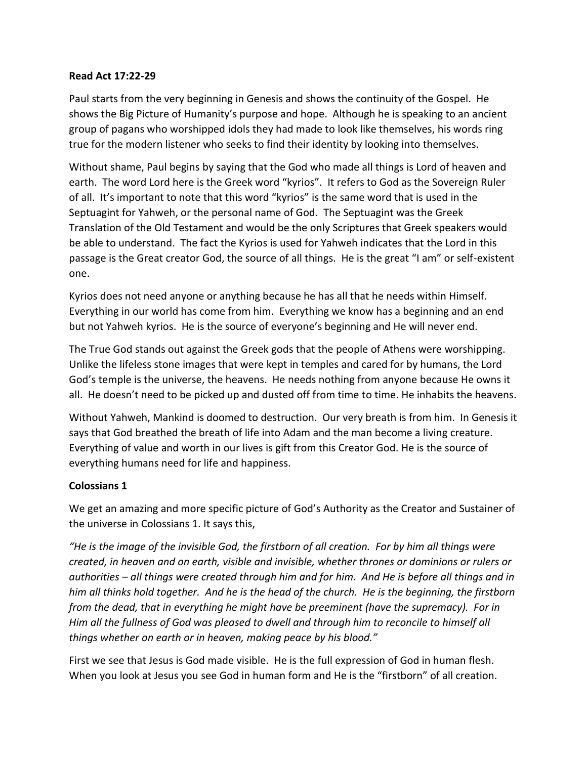**Read Act 17:22-29**

Paul starts from the very beginning in Genesis and shows the continuity of the Gospel. He shows the Big Picture of Humanity's purpose and hope. Although he is speaking to an ancient group of pagans who worshipped idols they had made to look like themselves, his words ring true for the modern listener who seeks to find their identity by looking into themselves.

Without shame, Paul begins by saying that the God who made all things is Lord of heaven and earth. The word Lord here is the Greek word "kyrios". It refers to God as the Sovereign Ruler of all. It's important to note that this word "kyrios" is the same word that is used in the Septuagint for Yahweh, or the personal name of God. The Septuagint was the Greek Translation of the Old Testament and would be the only Scriptures that Greek speakers would be able to understand. The fact the Kyrios is used for Yahweh indicates that the Lord in this passage is the Great creator God, the source of all things. He is the great "I am" or self-existent one.

Kyrios does not need anyone or anything because he has all that he needs within Himself. Everything in our world has come from him. Everything we know has a beginning and an end but not Yahweh kyrios. He is the source of everyone's beginning and He will never end.

The True God stands out against the Greek gods that the people of Athens were worshipping. Unlike the lifeless stone images that were kept in temples and cared for by humans, the Lord God's temple is the universe, the heavens. He needs nothing from anyone because He owns it all. He doesn't need to be picked up and dusted off from time to time. He inhabits the heavens.

Without Yahweh, Mankind is doomed to destruction. Our very breath is from him. In Genesis it says that God breathed the breath of life into Adam and the man become a living creature. Everything of value and worth in our lives is gift from this Creator God. He is the source of everything humans need for life and happiness.

**Colossians 1**

We get an amazing and more specific picture of God's Authority as the Creator and Sustainer of the universe in Colossians 1. It says this,

*"He is the image of the invisible God, the firstborn of all creation. For by him all things were created, in heaven and on earth, visible and invisible, whether thrones or dominions or rulers or authorities – all things were created through him and for him. And He is before all things and in him all thinks hold together. And he is the head of the church. He is the beginning, the firstborn from the dead, that in everything he might have be preeminent (have the supremacy). For in Him all the fullness of God was pleased to dwell and through him to reconcile to himself all things whether on earth or in heaven, making peace by his blood."*

First we see that Jesus is God made visible. He is the full expression of God in human flesh. When you look at Jesus you see God in human form and He is the "firstborn" of all creation.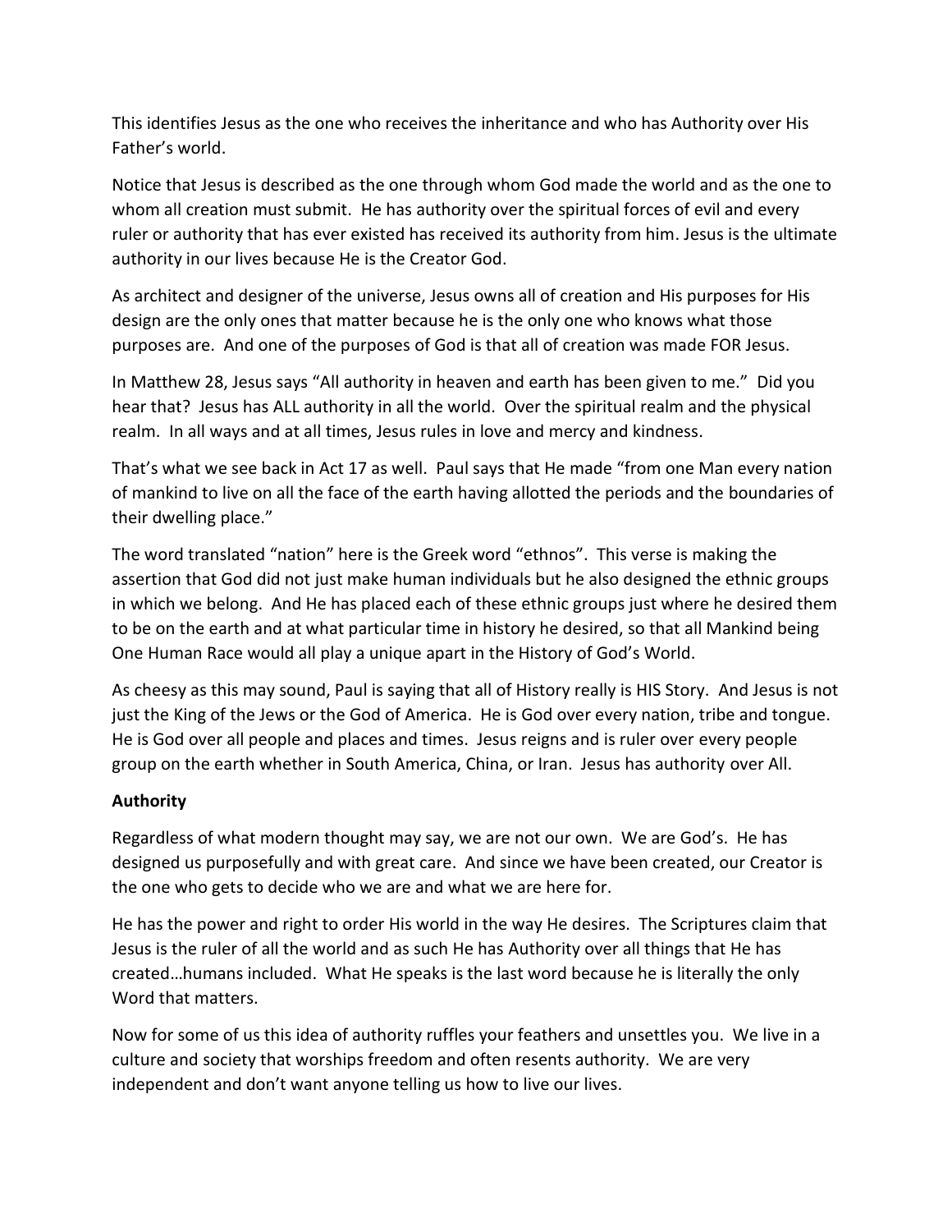This identifies Jesus as the one who receives the inheritance and who has Authority over His Father's world.

Notice that Jesus is described as the one through whom God made the world and as the one to whom all creation must submit. He has authority over the spiritual forces of evil and every ruler or authority that has ever existed has received its authority from him. Jesus is the ultimate authority in our lives because He is the Creator God.

As architect and designer of the universe, Jesus owns all of creation and His purposes for His design are the only ones that matter because he is the only one who knows what those purposes are. And one of the purposes of God is that all of creation was made FOR Jesus.

In Matthew 28, Jesus says "All authority in heaven and earth has been given to me." Did you hear that? Jesus has ALL authority in all the world. Over the spiritual realm and the physical realm. In all ways and at all times, Jesus rules in love and mercy and kindness.

That's what we see back in Act 17 as well. Paul says that He made "from one Man every nation of mankind to live on all the face of the earth having allotted the periods and the boundaries of their dwelling place."

The word translated "nation" here is the Greek word "ethnos". This verse is making the assertion that God did not just make human individuals but he also designed the ethnic groups in which we belong. And He has placed each of these ethnic groups just where he desired them to be on the earth and at what particular time in history he desired, so that all Mankind being One Human Race would all play a unique apart in the History of God's World.

As cheesy as this may sound, Paul is saying that all of History really is HIS Story. And Jesus is not just the King of the Jews or the God of America. He is God over every nation, tribe and tongue. He is God over all people and places and times. Jesus reigns and is ruler over every people group on the earth whether in South America, China, or Iran. Jesus has authority over All.

**Authority**

Regardless of what modern thought may say, we are not our own. We are God's. He has designed us purposefully and with great care. And since we have been created, our Creator is the one who gets to decide who we are and what we are here for.

He has the power and right to order His world in the way He desires. The Scriptures claim that Jesus is the ruler of all the world and as such He has Authority over all things that He has created…humans included. What He speaks is the last word because he is literally the only Word that matters.

Now for some of us this idea of authority ruffles your feathers and unsettles you. We live in a culture and society that worships freedom and often resents authority. We are very independent and don't want anyone telling us how to live our lives.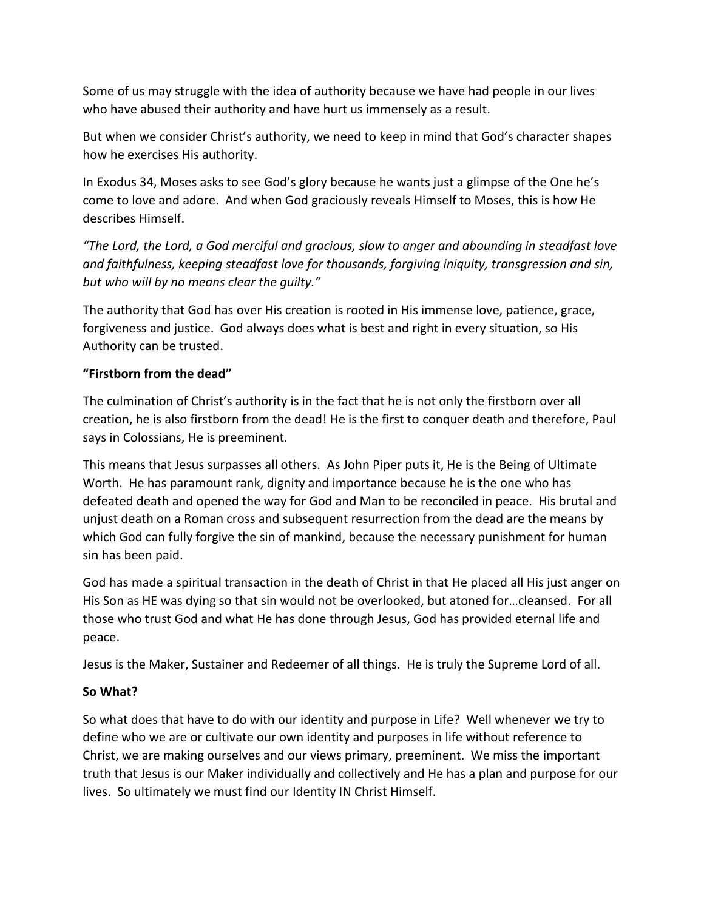Some of us may struggle with the idea of authority because we have had people in our lives who have abused their authority and have hurt us immensely as a result.

But when we consider Christ's authority, we need to keep in mind that God's character shapes how he exercises His authority.

In Exodus 34, Moses asks to see God's glory because he wants just a glimpse of the One he's come to love and adore. And when God graciously reveals Himself to Moses, this is how He describes Himself.

*"The Lord, the Lord, a God merciful and gracious, slow to anger and abounding in steadfast love and faithfulness, keeping steadfast love for thousands, forgiving iniquity, transgression and sin, but who will by no means clear the guilty."*

The authority that God has over His creation is rooted in His immense love, patience, grace, forgiveness and justice. God always does what is best and right in every situation, so His Authority can be trusted.

**"Firstborn from the dead"**

The culmination of Christ's authority is in the fact that he is not only the firstborn over all creation, he is also firstborn from the dead! He is the first to conquer death and therefore, Paul says in Colossians, He is preeminent.

This means that Jesus surpasses all others. As John Piper puts it, He is the Being of Ultimate Worth. He has paramount rank, dignity and importance because he is the one who has defeated death and opened the way for God and Man to be reconciled in peace. His brutal and unjust death on a Roman cross and subsequent resurrection from the dead are the means by which God can fully forgive the sin of mankind, because the necessary punishment for human sin has been paid.

God has made a spiritual transaction in the death of Christ in that He placed all His just anger on His Son as HE was dying so that sin would not be overlooked, but atoned for…cleansed. For all those who trust God and what He has done through Jesus, God has provided eternal life and peace.

Jesus is the Maker, Sustainer and Redeemer of all things. He is truly the Supreme Lord of all.

**So What?**

So what does that have to do with our identity and purpose in Life? Well whenever we try to define who we are or cultivate our own identity and purposes in life without reference to Christ, we are making ourselves and our views primary, preeminent. We miss the important truth that Jesus is our Maker individually and collectively and He has a plan and purpose for our lives. So ultimately we must find our Identity IN Christ Himself.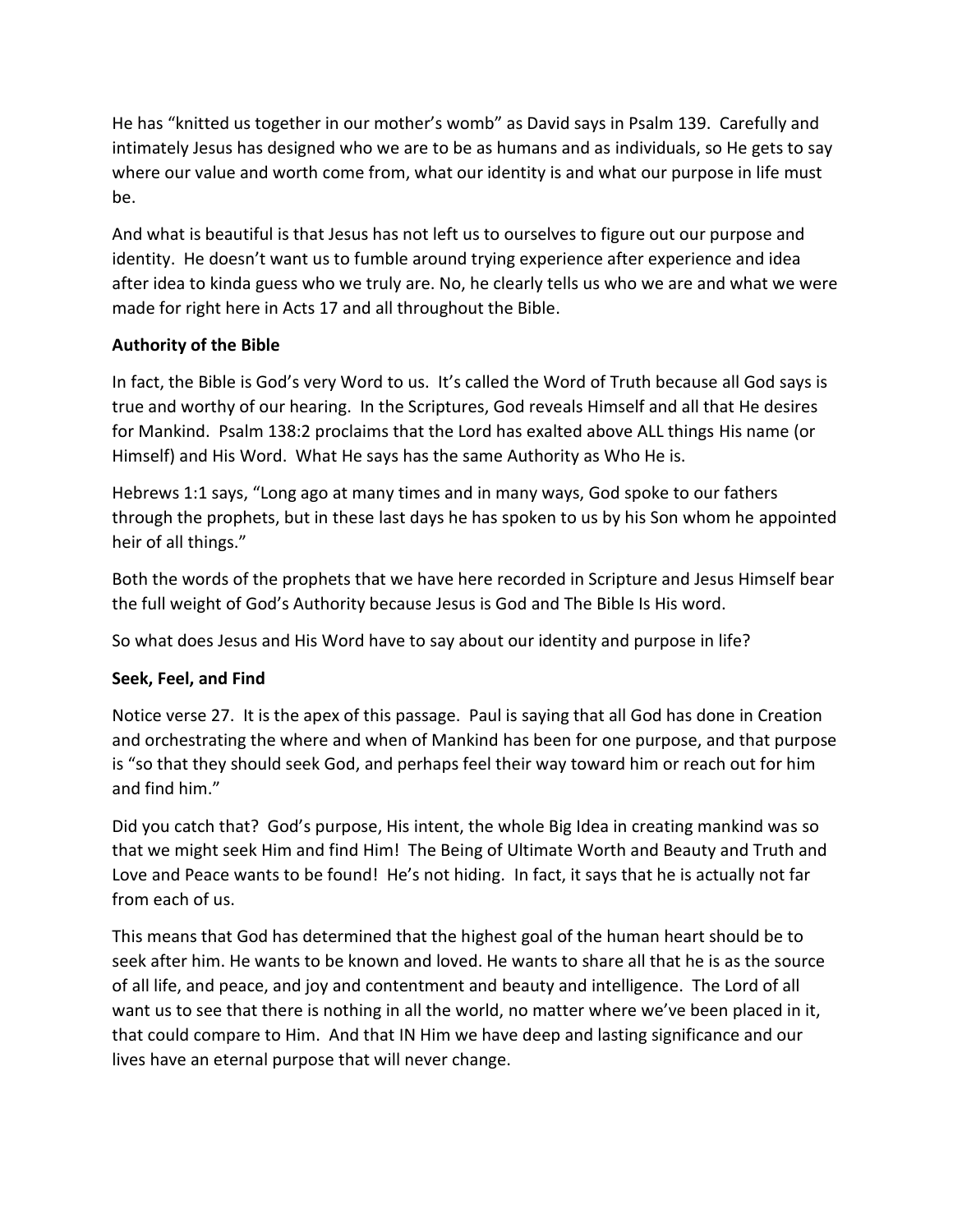He has "knitted us together in our mother's womb" as David says in Psalm 139. Carefully and intimately Jesus has designed who we are to be as humans and as individuals, so He gets to say where our value and worth come from, what our identity is and what our purpose in life must be.

And what is beautiful is that Jesus has not left us to ourselves to figure out our purpose and identity. He doesn't want us to fumble around trying experience after experience and idea after idea to kinda guess who we truly are. No, he clearly tells us who we are and what we were made for right here in Acts 17 and all throughout the Bible.

**Authority of the Bible**

In fact, the Bible is God's very Word to us. It's called the Word of Truth because all God says is true and worthy of our hearing. In the Scriptures, God reveals Himself and all that He desires for Mankind. Psalm 138:2 proclaims that the Lord has exalted above ALL things His name (or Himself) and His Word. What He says has the same Authority as Who He is.

Hebrews 1:1 says, "Long ago at many times and in many ways, God spoke to our fathers through the prophets, but in these last days he has spoken to us by his Son whom he appointed heir of all things."

Both the words of the prophets that we have here recorded in Scripture and Jesus Himself bear the full weight of God's Authority because Jesus is God and The Bible Is His word.

So what does Jesus and His Word have to say about our identity and purpose in life?

**Seek, Feel, and Find**

Notice verse 27. It is the apex of this passage. Paul is saying that all God has done in Creation and orchestrating the where and when of Mankind has been for one purpose, and that purpose is "so that they should seek God, and perhaps feel their way toward him or reach out for him and find him."

Did you catch that? God's purpose, His intent, the whole Big Idea in creating mankind was so that we might seek Him and find Him! The Being of Ultimate Worth and Beauty and Truth and Love and Peace wants to be found! He's not hiding. In fact, it says that he is actually not far from each of us.

This means that God has determined that the highest goal of the human heart should be to seek after him. He wants to be known and loved. He wants to share all that he is as the source of all life, and peace, and joy and contentment and beauty and intelligence. The Lord of all want us to see that there is nothing in all the world, no matter where we've been placed in it, that could compare to Him. And that IN Him we have deep and lasting significance and our lives have an eternal purpose that will never change.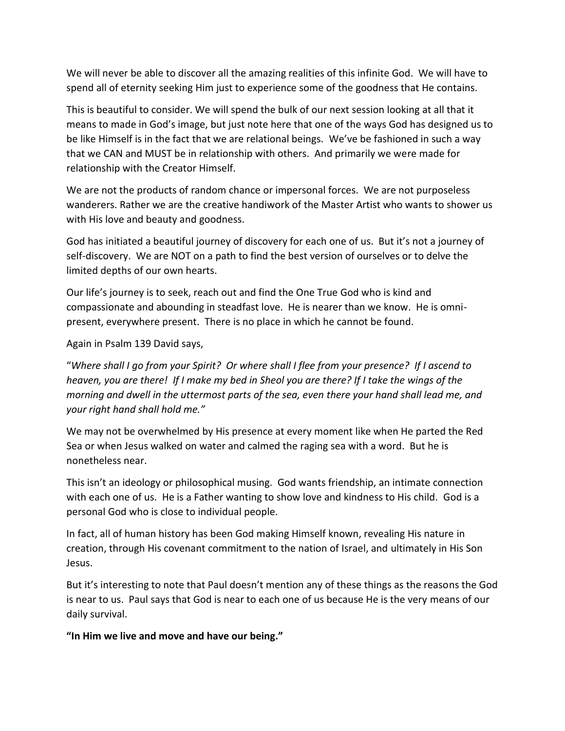We will never be able to discover all the amazing realities of this infinite God. We will have to spend all of eternity seeking Him just to experience some of the goodness that He contains.

This is beautiful to consider. We will spend the bulk of our next session looking at all that it means to made in God's image, but just note here that one of the ways God has designed us to be like Himself is in the fact that we are relational beings. We've be fashioned in such a way that we CAN and MUST be in relationship with others. And primarily we were made for relationship with the Creator Himself.

We are not the products of random chance or impersonal forces. We are not purposeless wanderers. Rather we are the creative handiwork of the Master Artist who wants to shower us with His love and beauty and goodness.

God has initiated a beautiful journey of discovery for each one of us. But it's not a journey of self-discovery. We are NOT on a path to find the best version of ourselves or to delve the limited depths of our own hearts.

Our life's journey is to seek, reach out and find the One True God who is kind and compassionate and abounding in steadfast love. He is nearer than we know. He is omni-present, everywhere present. There is no place in which he cannot be found.

Again in Psalm 139 David says,

"*Where shall I go from your Spirit? Or where shall I flee from your presence? If I ascend to heaven, you are there! If I make my bed in Sheol you are there? If I take the wings of the morning and dwell in the uttermost parts of the sea, even there your hand shall lead me, and your right hand shall hold me."*

We may not be overwhelmed by His presence at every moment like when He parted the Red Sea or when Jesus walked on water and calmed the raging sea with a word. But he is nonetheless near.

This isn't an ideology or philosophical musing. God wants friendship, an intimate connection with each one of us. He is a Father wanting to show love and kindness to His child. God is a personal God who is close to individual people.

In fact, all of human history has been God making Himself known, revealing His nature in creation, through His covenant commitment to the nation of Israel, and ultimately in His Son Jesus.

But it's interesting to note that Paul doesn't mention any of these things as the reasons the God is near to us. Paul says that God is near to each one of us because He is the very means of our daily survival.

**"In Him we live and move and have our being."**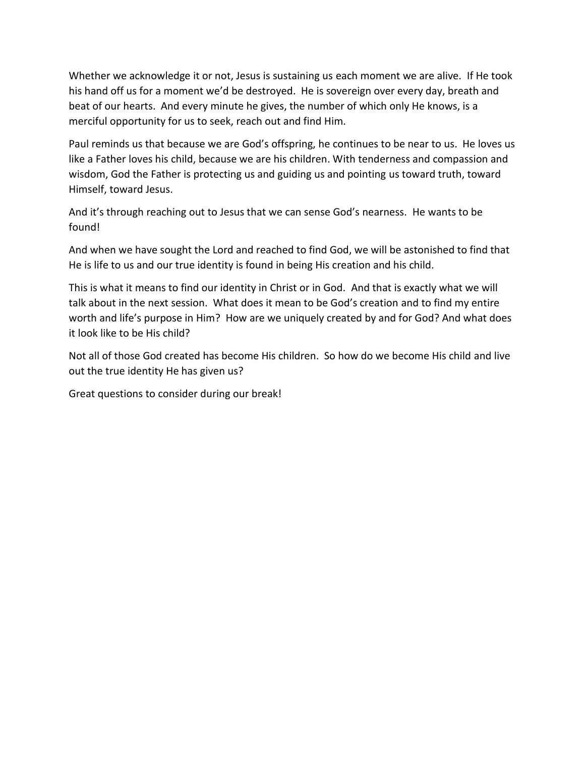Whether we acknowledge it or not, Jesus is sustaining us each moment we are alive. If He took his hand off us for a moment we'd be destroyed. He is sovereign over every day, breath and beat of our hearts. And every minute he gives, the number of which only He knows, is a merciful opportunity for us to seek, reach out and find Him.

Paul reminds us that because we are God's offspring, he continues to be near to us. He loves us like a Father loves his child, because we are his children. With tenderness and compassion and wisdom, God the Father is protecting us and guiding us and pointing us toward truth, toward Himself, toward Jesus.

And it's through reaching out to Jesus that we can sense God's nearness. He wants to be found!

And when we have sought the Lord and reached to find God, we will be astonished to find that He is life to us and our true identity is found in being His creation and his child.

This is what it means to find our identity in Christ or in God. And that is exactly what we will talk about in the next session. What does it mean to be God's creation and to find my entire worth and life's purpose in Him? How are we uniquely created by and for God? And what does it look like to be His child?

Not all of those God created has become His children. So how do we become His child and live out the true identity He has given us?

Great questions to consider during our break!